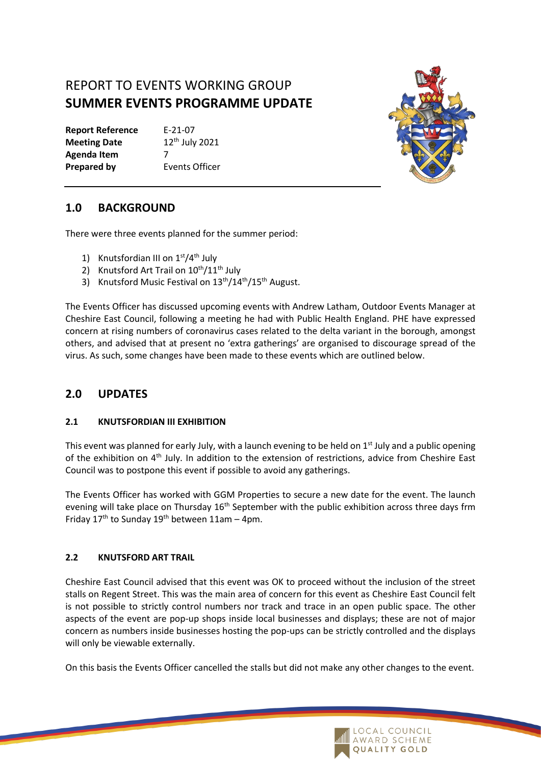# REPORT TO EVENTS WORKING GROUP
# SUMMER EVENTS PROGRAMME UPDATE

**Report Reference** E-21-07
**Meeting Date** 12th July 2021
**Agenda Item** 7
**Prepared by** Events Officer

## 1.0 BACKGROUND

There were three events planned for the summer period:

1) Knutsfordian III on 1st/4th July
2) Knutsford Art Trail on 10th/11th July
3) Knutsford Music Festival on 13th/14th/15th August.

The Events Officer has discussed upcoming events with Andrew Latham, Outdoor Events Manager at Cheshire East Council, following a meeting he had with Public Health England. PHE have expressed concern at rising numbers of coronavirus cases related to the delta variant in the borough, amongst others, and advised that at present no 'extra gatherings' are organised to discourage spread of the virus. As such, some changes have been made to these events which are outlined below.

## 2.0 UPDATES

### 2.1 KNUTSFORDIAN III EXHIBITION

This event was planned for early July, with a launch evening to be held on 1st July and a public opening of the exhibition on 4th July. In addition to the extension of restrictions, advice from Cheshire East Council was to postpone this event if possible to avoid any gatherings.

The Events Officer has worked with GGM Properties to secure a new date for the event. The launch evening will take place on Thursday 16th September with the public exhibition across three days frm Friday 17th to Sunday 19th between 11am – 4pm.

### 2.2 KNUTSFORD ART TRAIL

Cheshire East Council advised that this event was OK to proceed without the inclusion of the street stalls on Regent Street. This was the main area of concern for this event as Cheshire East Council felt is not possible to strictly control numbers nor track and trace in an open public space. The other aspects of the event are pop-up shops inside local businesses and displays; these are not of major concern as numbers inside businesses hosting the pop-ups can be strictly controlled and the displays will only be viewable externally.

On this basis the Events Officer cancelled the stalls but did not make any other changes to the event.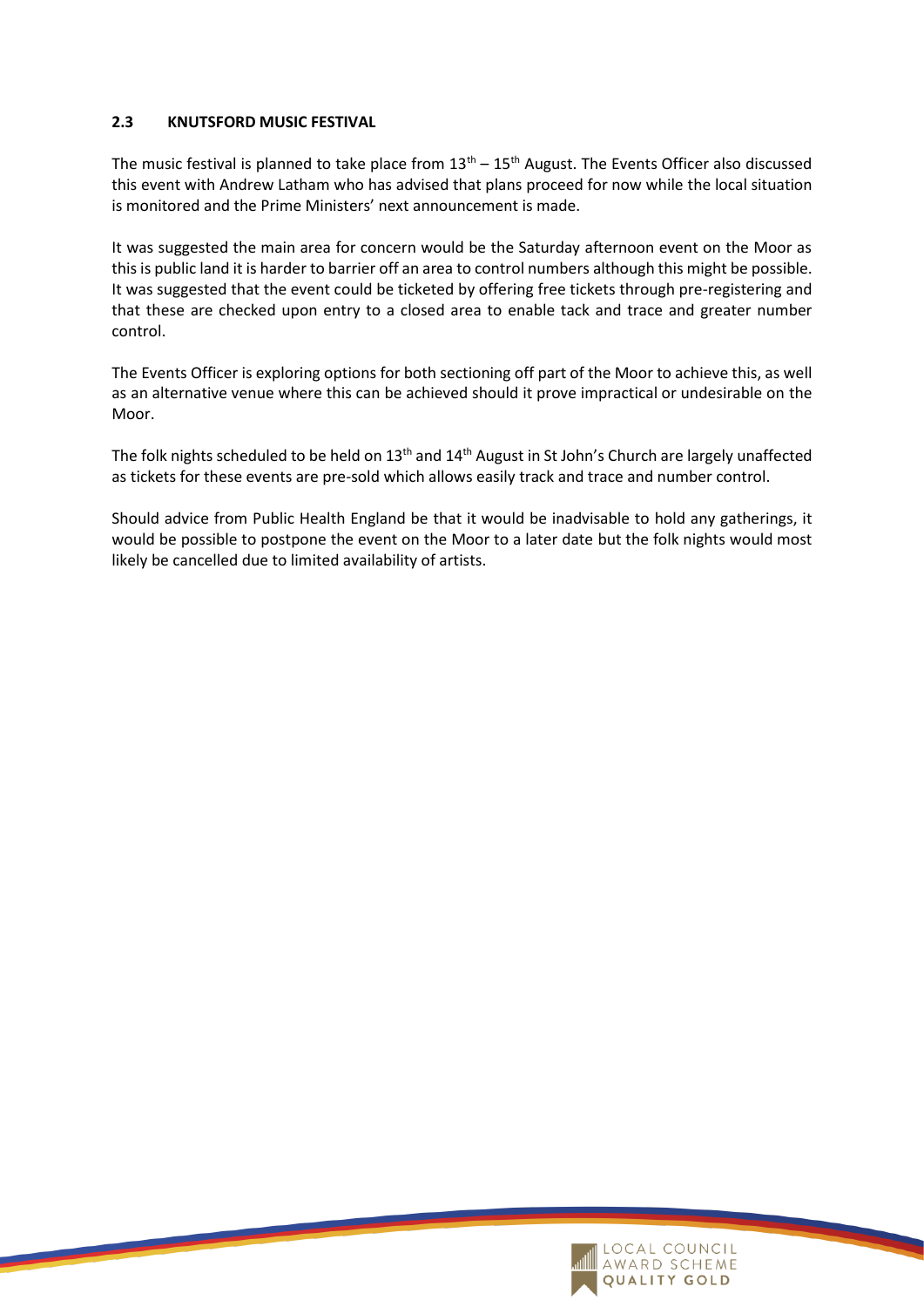### 2.3 KNUTSFORD MUSIC FESTIVAL

The music festival is planned to take place from 13th – 15th August. The Events Officer also discussed this event with Andrew Latham who has advised that plans proceed for now while the local situation is monitored and the Prime Ministers' next announcement is made.

It was suggested the main area for concern would be the Saturday afternoon event on the Moor as this is public land it is harder to barrier off an area to control numbers although this might be possible. It was suggested that the event could be ticketed by offering free tickets through pre-registering and that these are checked upon entry to a closed area to enable tack and trace and greater number control.

The Events Officer is exploring options for both sectioning off part of the Moor to achieve this, as well as an alternative venue where this can be achieved should it prove impractical or undesirable on the Moor.

The folk nights scheduled to be held on 13th and 14th August in St John's Church are largely unaffected as tickets for these events are pre-sold which allows easily track and trace and number control.

Should advice from Public Health England be that it would be inadvisable to hold any gatherings, it would be possible to postpone the event on the Moor to a later date but the folk nights would most likely be cancelled due to limited availability of artists.